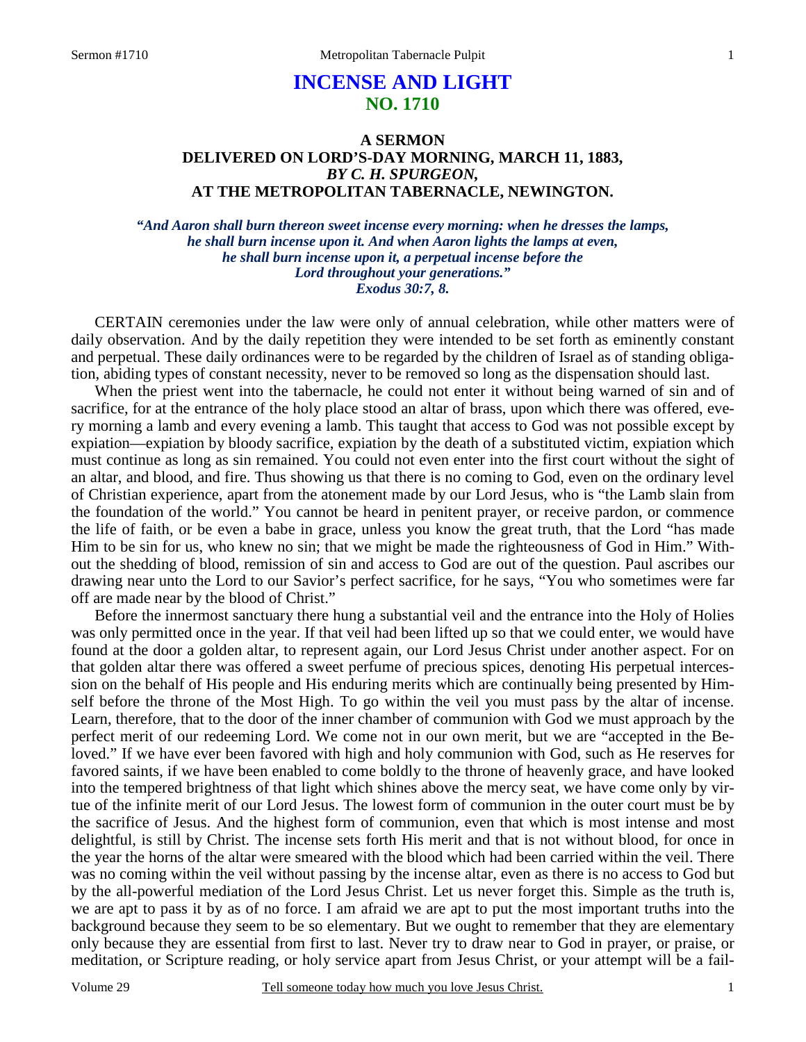# INCENSE AND LIGHT
## NO. 1710

### A SERMON
### DELIVERED ON LORD'S-DAY MORNING, MARCH 11, 1883,
### *BY C. H. SPURGEON,*
### AT THE METROPOLITAN TABERNACLE, NEWINGTON.

***"And Aaron shall burn thereon sweet incense every morning: when he dresses the lamps, he shall burn incense upon it. And when Aaron lights the lamps at even, he shall burn incense upon it, a perpetual incense before the Lord throughout your generations."***
***Exodus 30:7, 8.***

CERTAIN ceremonies under the law were only of annual celebration, while other matters were of daily observation. And by the daily repetition they were intended to be set forth as eminently constant and perpetual. These daily ordinances were to be regarded by the children of Israel as of standing obligation, abiding types of constant necessity, never to be removed so long as the dispensation should last.

When the priest went into the tabernacle, he could not enter it without being warned of sin and of sacrifice, for at the entrance of the holy place stood an altar of brass, upon which there was offered, every morning a lamb and every evening a lamb. This taught that access to God was not possible except by expiation—expiation by bloody sacrifice, expiation by the death of a substituted victim, expiation which must continue as long as sin remained. You could not even enter into the first court without the sight of an altar, and blood, and fire. Thus showing us that there is no coming to God, even on the ordinary level of Christian experience, apart from the atonement made by our Lord Jesus, who is "the Lamb slain from the foundation of the world." You cannot be heard in penitent prayer, or receive pardon, or commence the life of faith, or be even a babe in grace, unless you know the great truth, that the Lord "has made Him to be sin for us, who knew no sin; that we might be made the righteousness of God in Him." Without the shedding of blood, remission of sin and access to God are out of the question. Paul ascribes our drawing near unto the Lord to our Savior's perfect sacrifice, for he says, "You who sometimes were far off are made near by the blood of Christ."

Before the innermost sanctuary there hung a substantial veil and the entrance into the Holy of Holies was only permitted once in the year. If that veil had been lifted up so that we could enter, we would have found at the door a golden altar, to represent again, our Lord Jesus Christ under another aspect. For on that golden altar there was offered a sweet perfume of precious spices, denoting His perpetual intercession on the behalf of His people and His enduring merits which are continually being presented by Himself before the throne of the Most High. To go within the veil you must pass by the altar of incense. Learn, therefore, that to the door of the inner chamber of communion with God we must approach by the perfect merit of our redeeming Lord. We come not in our own merit, but we are "accepted in the Beloved." If we have ever been favored with high and holy communion with God, such as He reserves for favored saints, if we have been enabled to come boldly to the throne of heavenly grace, and have looked into the tempered brightness of that light which shines above the mercy seat, we have come only by virtue of the infinite merit of our Lord Jesus. The lowest form of communion in the outer court must be by the sacrifice of Jesus. And the highest form of communion, even that which is most intense and most delightful, is still by Christ. The incense sets forth His merit and that is not without blood, for once in the year the horns of the altar were smeared with the blood which had been carried within the veil. There was no coming within the veil without passing by the incense altar, even as there is no access to God but by the all-powerful mediation of the Lord Jesus Christ. Let us never forget this. Simple as the truth is, we are apt to pass it by as of no force. I am afraid we are apt to put the most important truths into the background because they seem to be so elementary. But we ought to remember that they are elementary only because they are essential from first to last. Never try to draw near to God in prayer, or praise, or meditation, or Scripture reading, or holy service apart from Jesus Christ, or your attempt will be a fail-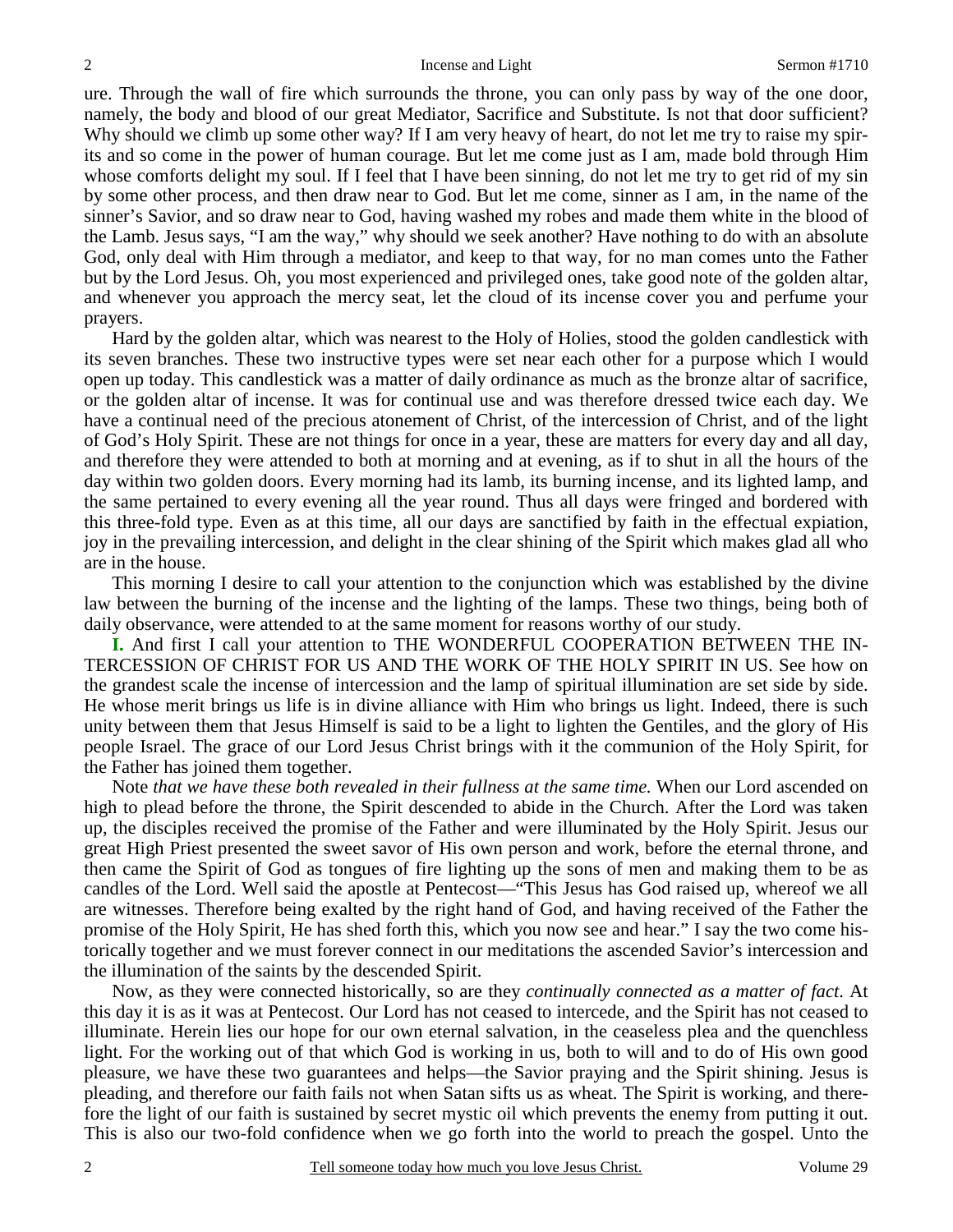ure. Through the wall of fire which surrounds the throne, you can only pass by way of the one door, namely, the body and blood of our great Mediator, Sacrifice and Substitute. Is not that door sufficient? Why should we climb up some other way? If I am very heavy of heart, do not let me try to raise my spirits and so come in the power of human courage. But let me come just as I am, made bold through Him whose comforts delight my soul. If I feel that I have been sinning, do not let me try to get rid of my sin by some other process, and then draw near to God. But let me come, sinner as I am, in the name of the sinner's Savior, and so draw near to God, having washed my robes and made them white in the blood of the Lamb. Jesus says, "I am the way," why should we seek another? Have nothing to do with an absolute God, only deal with Him through a mediator, and keep to that way, for no man comes unto the Father but by the Lord Jesus. Oh, you most experienced and privileged ones, take good note of the golden altar, and whenever you approach the mercy seat, let the cloud of its incense cover you and perfume your prayers.

Hard by the golden altar, which was nearest to the Holy of Holies, stood the golden candlestick with its seven branches. These two instructive types were set near each other for a purpose which I would open up today. This candlestick was a matter of daily ordinance as much as the bronze altar of sacrifice, or the golden altar of incense. It was for continual use and was therefore dressed twice each day. We have a continual need of the precious atonement of Christ, of the intercession of Christ, and of the light of God's Holy Spirit. These are not things for once in a year, these are matters for every day and all day, and therefore they were attended to both at morning and at evening, as if to shut in all the hours of the day within two golden doors. Every morning had its lamb, its burning incense, and its lighted lamp, and the same pertained to every evening all the year round. Thus all days were fringed and bordered with this three-fold type. Even as at this time, all our days are sanctified by faith in the effectual expiation, joy in the prevailing intercession, and delight in the clear shining of the Spirit which makes glad all who are in the house.

This morning I desire to call your attention to the conjunction which was established by the divine law between the burning of the incense and the lighting of the lamps. These two things, being both of daily observance, were attended to at the same moment for reasons worthy of our study.

**I.** And first I call your attention to THE WONDERFUL COOPERATION BETWEEN THE INTERCESSION OF CHRIST FOR US AND THE WORK OF THE HOLY SPIRIT IN US. See how on the grandest scale the incense of intercession and the lamp of spiritual illumination are set side by side. He whose merit brings us life is in divine alliance with Him who brings us light. Indeed, there is such unity between them that Jesus Himself is said to be a light to lighten the Gentiles, and the glory of His people Israel. The grace of our Lord Jesus Christ brings with it the communion of the Holy Spirit, for the Father has joined them together.

Note *that we have these both revealed in their fullness at the same time.* When our Lord ascended on high to plead before the throne, the Spirit descended to abide in the Church. After the Lord was taken up, the disciples received the promise of the Father and were illuminated by the Holy Spirit. Jesus our great High Priest presented the sweet savor of His own person and work, before the eternal throne, and then came the Spirit of God as tongues of fire lighting up the sons of men and making them to be as candles of the Lord. Well said the apostle at Pentecost—"This Jesus has God raised up, whereof we all are witnesses. Therefore being exalted by the right hand of God, and having received of the Father the promise of the Holy Spirit, He has shed forth this, which you now see and hear." I say the two come historically together and we must forever connect in our meditations the ascended Savior's intercession and the illumination of the saints by the descended Spirit.

Now, as they were connected historically, so are they *continually connected as a matter of fact*. At this day it is as it was at Pentecost. Our Lord has not ceased to intercede, and the Spirit has not ceased to illuminate. Herein lies our hope for our own eternal salvation, in the ceaseless plea and the quenchless light. For the working out of that which God is working in us, both to will and to do of His own good pleasure, we have these two guarantees and helps—the Savior praying and the Spirit shining. Jesus is pleading, and therefore our faith fails not when Satan sifts us as wheat. The Spirit is working, and therefore the light of our faith is sustained by secret mystic oil which prevents the enemy from putting it out. This is also our two-fold confidence when we go forth into the world to preach the gospel. Unto the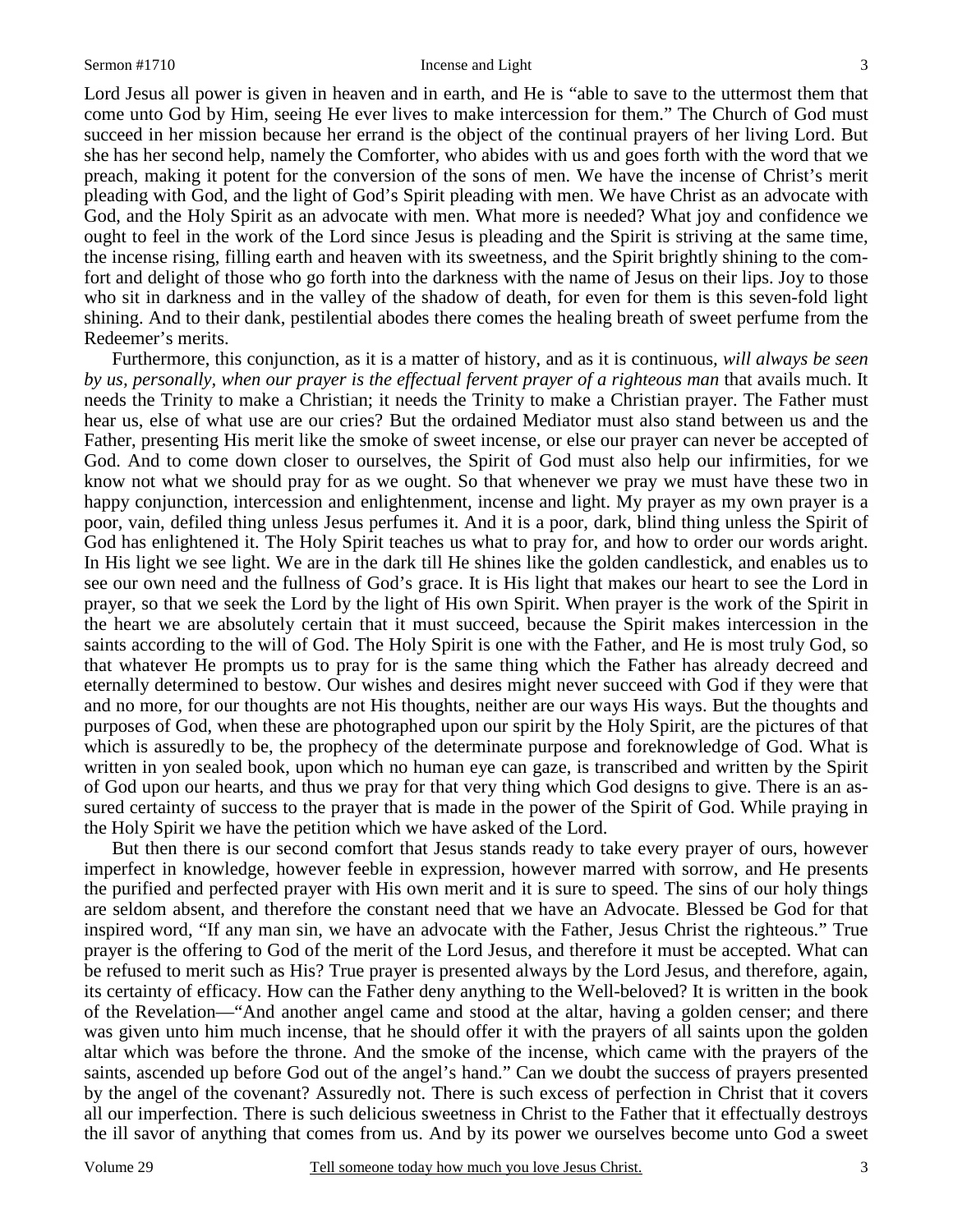Lord Jesus all power is given in heaven and in earth, and He is "able to save to the uttermost them that come unto God by Him, seeing He ever lives to make intercession for them." The Church of God must succeed in her mission because her errand is the object of the continual prayers of her living Lord. But she has her second help, namely the Comforter, who abides with us and goes forth with the word that we preach, making it potent for the conversion of the sons of men. We have the incense of Christ's merit pleading with God, and the light of God's Spirit pleading with men. We have Christ as an advocate with God, and the Holy Spirit as an advocate with men. What more is needed? What joy and confidence we ought to feel in the work of the Lord since Jesus is pleading and the Spirit is striving at the same time, the incense rising, filling earth and heaven with its sweetness, and the Spirit brightly shining to the comfort and delight of those who go forth into the darkness with the name of Jesus on their lips. Joy to those who sit in darkness and in the valley of the shadow of death, for even for them is this seven-fold light shining. And to their dank, pestilential abodes there comes the healing breath of sweet perfume from the Redeemer's merits.

Furthermore, this conjunction, as it is a matter of history, and as it is continuous, *will always be seen by us, personally, when our prayer is the effectual fervent prayer of a righteous man* that avails much. It needs the Trinity to make a Christian; it needs the Trinity to make a Christian prayer. The Father must hear us, else of what use are our cries? But the ordained Mediator must also stand between us and the Father, presenting His merit like the smoke of sweet incense, or else our prayer can never be accepted of God. And to come down closer to ourselves, the Spirit of God must also help our infirmities, for we know not what we should pray for as we ought. So that whenever we pray we must have these two in happy conjunction, intercession and enlightenment, incense and light. My prayer as my own prayer is a poor, vain, defiled thing unless Jesus perfumes it. And it is a poor, dark, blind thing unless the Spirit of God has enlightened it. The Holy Spirit teaches us what to pray for, and how to order our words aright. In His light we see light. We are in the dark till He shines like the golden candlestick, and enables us to see our own need and the fullness of God's grace. It is His light that makes our heart to see the Lord in prayer, so that we seek the Lord by the light of His own Spirit. When prayer is the work of the Spirit in the heart we are absolutely certain that it must succeed, because the Spirit makes intercession in the saints according to the will of God. The Holy Spirit is one with the Father, and He is most truly God, so that whatever He prompts us to pray for is the same thing which the Father has already decreed and eternally determined to bestow. Our wishes and desires might never succeed with God if they were that and no more, for our thoughts are not His thoughts, neither are our ways His ways. But the thoughts and purposes of God, when these are photographed upon our spirit by the Holy Spirit, are the pictures of that which is assuredly to be, the prophecy of the determinate purpose and foreknowledge of God. What is written in yon sealed book, upon which no human eye can gaze, is transcribed and written by the Spirit of God upon our hearts, and thus we pray for that very thing which God designs to give. There is an assured certainty of success to the prayer that is made in the power of the Spirit of God. While praying in the Holy Spirit we have the petition which we have asked of the Lord.

But then there is our second comfort that Jesus stands ready to take every prayer of ours, however imperfect in knowledge, however feeble in expression, however marred with sorrow, and He presents the purified and perfected prayer with His own merit and it is sure to speed. The sins of our holy things are seldom absent, and therefore the constant need that we have an Advocate. Blessed be God for that inspired word, "If any man sin, we have an advocate with the Father, Jesus Christ the righteous." True prayer is the offering to God of the merit of the Lord Jesus, and therefore it must be accepted. What can be refused to merit such as His? True prayer is presented always by the Lord Jesus, and therefore, again, its certainty of efficacy. How can the Father deny anything to the Well-beloved? It is written in the book of the Revelation—"And another angel came and stood at the altar, having a golden censer; and there was given unto him much incense, that he should offer it with the prayers of all saints upon the golden altar which was before the throne. And the smoke of the incense, which came with the prayers of the saints, ascended up before God out of the angel's hand." Can we doubt the success of prayers presented by the angel of the covenant? Assuredly not. There is such excess of perfection in Christ that it covers all our imperfection. There is such delicious sweetness in Christ to the Father that it effectually destroys the ill savor of anything that comes from us. And by its power we ourselves become unto God a sweet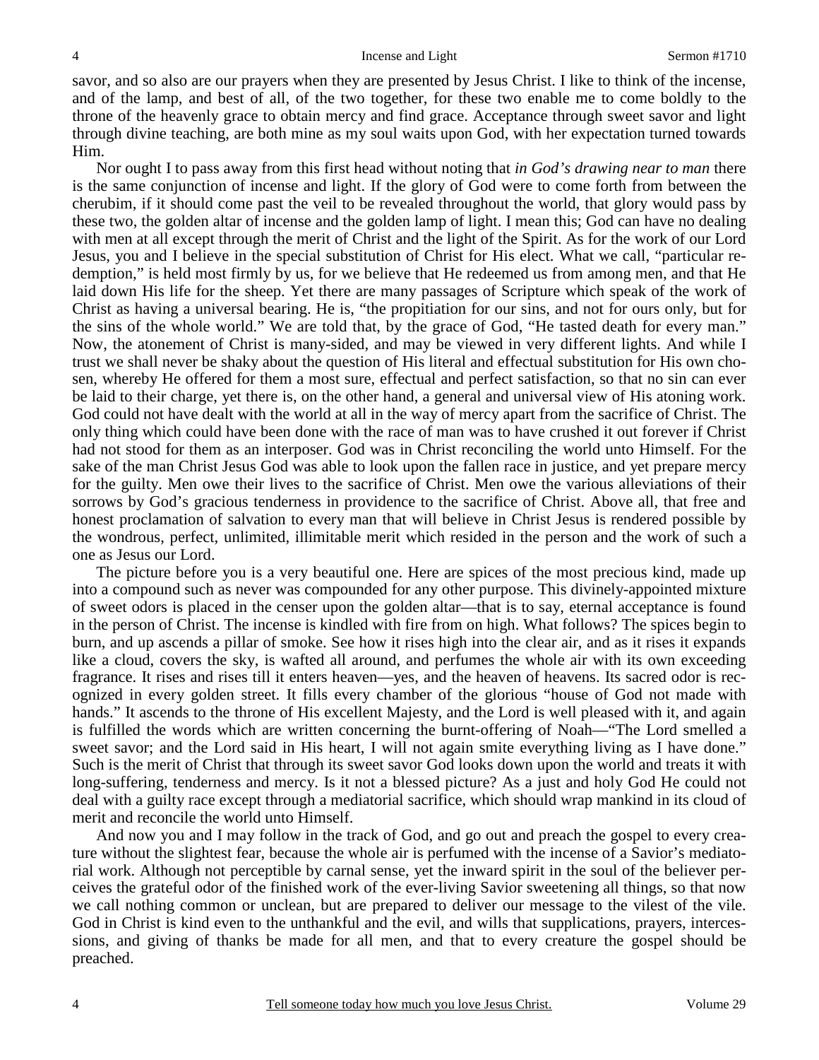savor, and so also are our prayers when they are presented by Jesus Christ. I like to think of the incense, and of the lamp, and best of all, of the two together, for these two enable me to come boldly to the throne of the heavenly grace to obtain mercy and find grace. Acceptance through sweet savor and light through divine teaching, are both mine as my soul waits upon God, with her expectation turned towards Him.

Nor ought I to pass away from this first head without noting that *in God's drawing near to man* there is the same conjunction of incense and light. If the glory of God were to come forth from between the cherubim, if it should come past the veil to be revealed throughout the world, that glory would pass by these two, the golden altar of incense and the golden lamp of light. I mean this; God can have no dealing with men at all except through the merit of Christ and the light of the Spirit. As for the work of our Lord Jesus, you and I believe in the special substitution of Christ for His elect. What we call, "particular redemption," is held most firmly by us, for we believe that He redeemed us from among men, and that He laid down His life for the sheep. Yet there are many passages of Scripture which speak of the work of Christ as having a universal bearing. He is, "the propitiation for our sins, and not for ours only, but for the sins of the whole world." We are told that, by the grace of God, "He tasted death for every man." Now, the atonement of Christ is many-sided, and may be viewed in very different lights. And while I trust we shall never be shaky about the question of His literal and effectual substitution for His own chosen, whereby He offered for them a most sure, effectual and perfect satisfaction, so that no sin can ever be laid to their charge, yet there is, on the other hand, a general and universal view of His atoning work. God could not have dealt with the world at all in the way of mercy apart from the sacrifice of Christ. The only thing which could have been done with the race of man was to have crushed it out forever if Christ had not stood for them as an interposer. God was in Christ reconciling the world unto Himself. For the sake of the man Christ Jesus God was able to look upon the fallen race in justice, and yet prepare mercy for the guilty. Men owe their lives to the sacrifice of Christ. Men owe the various alleviations of their sorrows by God's gracious tenderness in providence to the sacrifice of Christ. Above all, that free and honest proclamation of salvation to every man that will believe in Christ Jesus is rendered possible by the wondrous, perfect, unlimited, illimitable merit which resided in the person and the work of such a one as Jesus our Lord.

The picture before you is a very beautiful one. Here are spices of the most precious kind, made up into a compound such as never was compounded for any other purpose. This divinely-appointed mixture of sweet odors is placed in the censer upon the golden altar—that is to say, eternal acceptance is found in the person of Christ. The incense is kindled with fire from on high. What follows? The spices begin to burn, and up ascends a pillar of smoke. See how it rises high into the clear air, and as it rises it expands like a cloud, covers the sky, is wafted all around, and perfumes the whole air with its own exceeding fragrance. It rises and rises till it enters heaven—yes, and the heaven of heavens. Its sacred odor is recognized in every golden street. It fills every chamber of the glorious "house of God not made with hands." It ascends to the throne of His excellent Majesty, and the Lord is well pleased with it, and again is fulfilled the words which are written concerning the burnt-offering of Noah—"The Lord smelled a sweet savor; and the Lord said in His heart, I will not again smite everything living as I have done." Such is the merit of Christ that through its sweet savor God looks down upon the world and treats it with long-suffering, tenderness and mercy. Is it not a blessed picture? As a just and holy God He could not deal with a guilty race except through a mediatorial sacrifice, which should wrap mankind in its cloud of merit and reconcile the world unto Himself.

And now you and I may follow in the track of God, and go out and preach the gospel to every creature without the slightest fear, because the whole air is perfumed with the incense of a Savior's mediatorial work. Although not perceptible by carnal sense, yet the inward spirit in the soul of the believer perceives the grateful odor of the finished work of the ever-living Savior sweetening all things, so that now we call nothing common or unclean, but are prepared to deliver our message to the vilest of the vile. God in Christ is kind even to the unthankful and the evil, and wills that supplications, prayers, intercessions, and giving of thanks be made for all men, and that to every creature the gospel should be preached.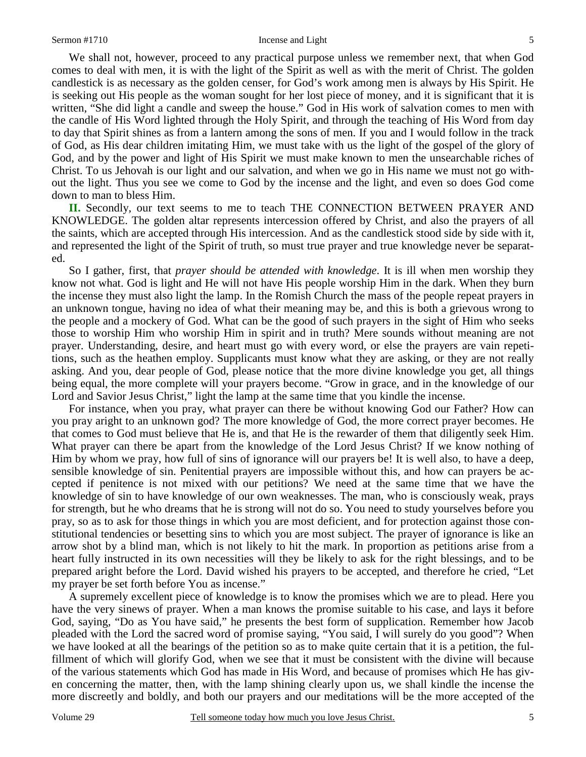We shall not, however, proceed to any practical purpose unless we remember next, that when God comes to deal with men, it is with the light of the Spirit as well as with the merit of Christ. The golden candlestick is as necessary as the golden censer, for God's work among men is always by His Spirit. He is seeking out His people as the woman sought for her lost piece of money, and it is significant that it is written, "She did light a candle and sweep the house." God in His work of salvation comes to men with the candle of His Word lighted through the Holy Spirit, and through the teaching of His Word from day to day that Spirit shines as from a lantern among the sons of men. If you and I would follow in the track of God, as His dear children imitating Him, we must take with us the light of the gospel of the glory of God, and by the power and light of His Spirit we must make known to men the unsearchable riches of Christ. To us Jehovah is our light and our salvation, and when we go in His name we must not go without the light. Thus you see we come to God by the incense and the light, and even so does God come down to man to bless Him.

**II.** Secondly, our text seems to me to teach THE CONNECTION BETWEEN PRAYER AND KNOWLEDGE. The golden altar represents intercession offered by Christ, and also the prayers of all the saints, which are accepted through His intercession. And as the candlestick stood side by side with it, and represented the light of the Spirit of truth, so must true prayer and true knowledge never be separated.

So I gather, first, that *prayer should be attended with knowledge*. It is ill when men worship they know not what. God is light and He will not have His people worship Him in the dark. When they burn the incense they must also light the lamp. In the Romish Church the mass of the people repeat prayers in an unknown tongue, having no idea of what their meaning may be, and this is both a grievous wrong to the people and a mockery of God. What can be the good of such prayers in the sight of Him who seeks those to worship Him who worship Him in spirit and in truth? Mere sounds without meaning are not prayer. Understanding, desire, and heart must go with every word, or else the prayers are vain repetitions, such as the heathen employ. Supplicants must know what they are asking, or they are not really asking. And you, dear people of God, please notice that the more divine knowledge you get, all things being equal, the more complete will your prayers become. "Grow in grace, and in the knowledge of our Lord and Savior Jesus Christ," light the lamp at the same time that you kindle the incense.

For instance, when you pray, what prayer can there be without knowing God our Father? How can you pray aright to an unknown god? The more knowledge of God, the more correct prayer becomes. He that comes to God must believe that He is, and that He is the rewarder of them that diligently seek Him. What prayer can there be apart from the knowledge of the Lord Jesus Christ? If we know nothing of Him by whom we pray, how full of sins of ignorance will our prayers be! It is well also, to have a deep, sensible knowledge of sin. Penitential prayers are impossible without this, and how can prayers be accepted if penitence is not mixed with our petitions? We need at the same time that we have the knowledge of sin to have knowledge of our own weaknesses. The man, who is consciously weak, prays for strength, but he who dreams that he is strong will not do so. You need to study yourselves before you pray, so as to ask for those things in which you are most deficient, and for protection against those constitutional tendencies or besetting sins to which you are most subject. The prayer of ignorance is like an arrow shot by a blind man, which is not likely to hit the mark. In proportion as petitions arise from a heart fully instructed in its own necessities will they be likely to ask for the right blessings, and to be prepared aright before the Lord. David wished his prayers to be accepted, and therefore he cried, "Let my prayer be set forth before You as incense."

A supremely excellent piece of knowledge is to know the promises which we are to plead. Here you have the very sinews of prayer. When a man knows the promise suitable to his case, and lays it before God, saying, "Do as You have said," he presents the best form of supplication. Remember how Jacob pleaded with the Lord the sacred word of promise saying, "You said, I will surely do you good"? When we have looked at all the bearings of the petition so as to make quite certain that it is a petition, the fulfillment of which will glorify God, when we see that it must be consistent with the divine will because of the various statements which God has made in His Word, and because of promises which He has given concerning the matter, then, with the lamp shining clearly upon us, we shall kindle the incense the more discreetly and boldly, and both our prayers and our meditations will be the more accepted of the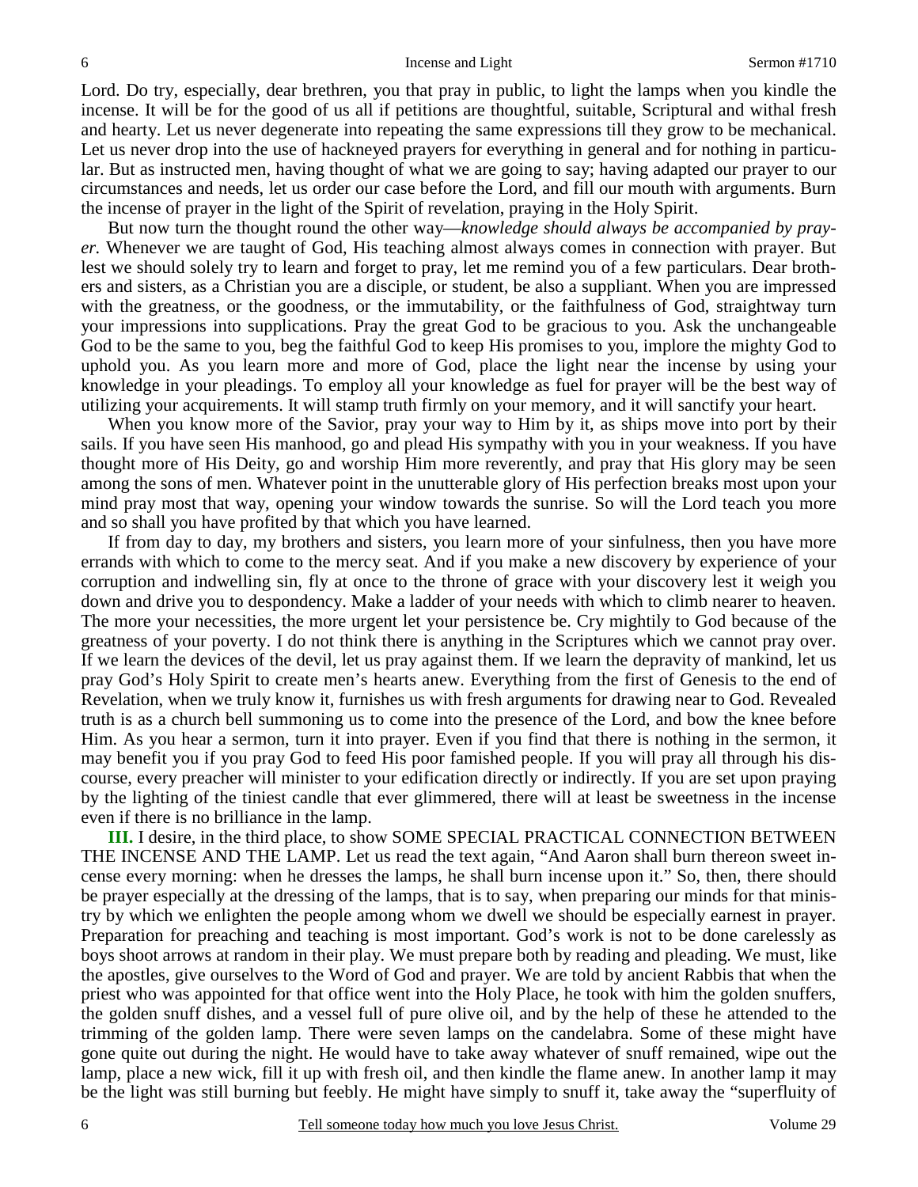Lord. Do try, especially, dear brethren, you that pray in public, to light the lamps when you kindle the incense. It will be for the good of us all if petitions are thoughtful, suitable, Scriptural and withal fresh and hearty. Let us never degenerate into repeating the same expressions till they grow to be mechanical. Let us never drop into the use of hackneyed prayers for everything in general and for nothing in particular. But as instructed men, having thought of what we are going to say; having adapted our prayer to our circumstances and needs, let us order our case before the Lord, and fill our mouth with arguments. Burn the incense of prayer in the light of the Spirit of revelation, praying in the Holy Spirit.

But now turn the thought round the other way—*knowledge should always be accompanied by prayer.* Whenever we are taught of God, His teaching almost always comes in connection with prayer. But lest we should solely try to learn and forget to pray, let me remind you of a few particulars. Dear brothers and sisters, as a Christian you are a disciple, or student, be also a suppliant. When you are impressed with the greatness, or the goodness, or the immutability, or the faithfulness of God, straightway turn your impressions into supplications. Pray the great God to be gracious to you. Ask the unchangeable God to be the same to you, beg the faithful God to keep His promises to you, implore the mighty God to uphold you. As you learn more and more of God, place the light near the incense by using your knowledge in your pleadings. To employ all your knowledge as fuel for prayer will be the best way of utilizing your acquirements. It will stamp truth firmly on your memory, and it will sanctify your heart.

When you know more of the Savior, pray your way to Him by it, as ships move into port by their sails. If you have seen His manhood, go and plead His sympathy with you in your weakness. If you have thought more of His Deity, go and worship Him more reverently, and pray that His glory may be seen among the sons of men. Whatever point in the unutterable glory of His perfection breaks most upon your mind pray most that way, opening your window towards the sunrise. So will the Lord teach you more and so shall you have profited by that which you have learned.

If from day to day, my brothers and sisters, you learn more of your sinfulness, then you have more errands with which to come to the mercy seat. And if you make a new discovery by experience of your corruption and indwelling sin, fly at once to the throne of grace with your discovery lest it weigh you down and drive you to despondency. Make a ladder of your needs with which to climb nearer to heaven. The more your necessities, the more urgent let your persistence be. Cry mightily to God because of the greatness of your poverty. I do not think there is anything in the Scriptures which we cannot pray over. If we learn the devices of the devil, let us pray against them. If we learn the depravity of mankind, let us pray God's Holy Spirit to create men's hearts anew. Everything from the first of Genesis to the end of Revelation, when we truly know it, furnishes us with fresh arguments for drawing near to God. Revealed truth is as a church bell summoning us to come into the presence of the Lord, and bow the knee before Him. As you hear a sermon, turn it into prayer. Even if you find that there is nothing in the sermon, it may benefit you if you pray God to feed His poor famished people. If you will pray all through his discourse, every preacher will minister to your edification directly or indirectly. If you are set upon praying by the lighting of the tiniest candle that ever glimmered, there will at least be sweetness in the incense even if there is no brilliance in the lamp.

**III.** I desire, in the third place, to show SOME SPECIAL PRACTICAL CONNECTION BETWEEN THE INCENSE AND THE LAMP. Let us read the text again, "And Aaron shall burn thereon sweet incense every morning: when he dresses the lamps, he shall burn incense upon it." So, then, there should be prayer especially at the dressing of the lamps, that is to say, when preparing our minds for that ministry by which we enlighten the people among whom we dwell we should be especially earnest in prayer. Preparation for preaching and teaching is most important. God's work is not to be done carelessly as boys shoot arrows at random in their play. We must prepare both by reading and pleading. We must, like the apostles, give ourselves to the Word of God and prayer. We are told by ancient Rabbis that when the priest who was appointed for that office went into the Holy Place, he took with him the golden snuffers, the golden snuff dishes, and a vessel full of pure olive oil, and by the help of these he attended to the trimming of the golden lamp. There were seven lamps on the candelabra. Some of these might have gone quite out during the night. He would have to take away whatever of snuff remained, wipe out the lamp, place a new wick, fill it up with fresh oil, and then kindle the flame anew. In another lamp it may be the light was still burning but feebly. He might have simply to snuff it, take away the "superfluity of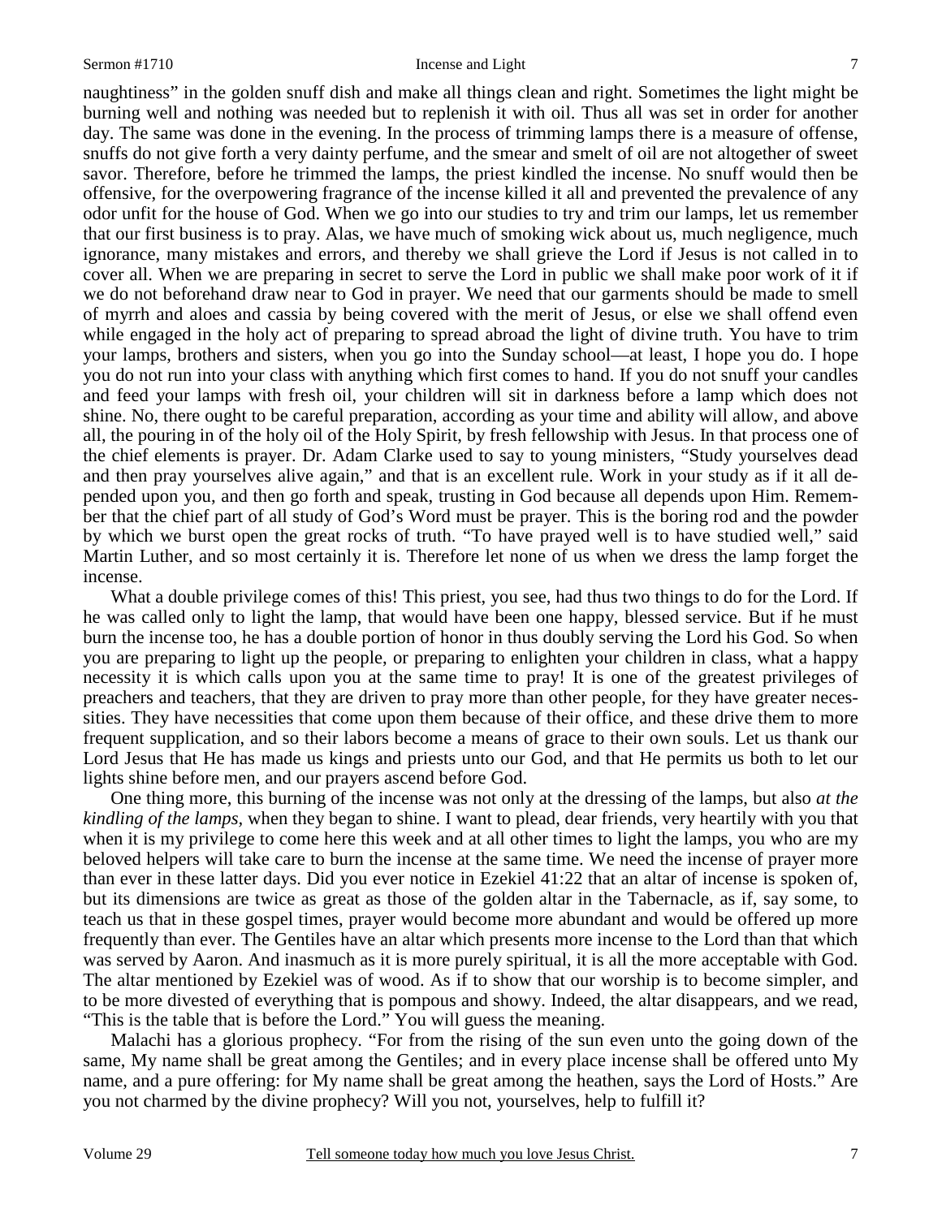naughtiness" in the golden snuff dish and make all things clean and right. Sometimes the light might be burning well and nothing was needed but to replenish it with oil. Thus all was set in order for another day. The same was done in the evening. In the process of trimming lamps there is a measure of offense, snuffs do not give forth a very dainty perfume, and the smear and smelt of oil are not altogether of sweet savor. Therefore, before he trimmed the lamps, the priest kindled the incense. No snuff would then be offensive, for the overpowering fragrance of the incense killed it all and prevented the prevalence of any odor unfit for the house of God. When we go into our studies to try and trim our lamps, let us remember that our first business is to pray. Alas, we have much of smoking wick about us, much negligence, much ignorance, many mistakes and errors, and thereby we shall grieve the Lord if Jesus is not called in to cover all. When we are preparing in secret to serve the Lord in public we shall make poor work of it if we do not beforehand draw near to God in prayer. We need that our garments should be made to smell of myrrh and aloes and cassia by being covered with the merit of Jesus, or else we shall offend even while engaged in the holy act of preparing to spread abroad the light of divine truth. You have to trim your lamps, brothers and sisters, when you go into the Sunday school—at least, I hope you do. I hope you do not run into your class with anything which first comes to hand. If you do not snuff your candles and feed your lamps with fresh oil, your children will sit in darkness before a lamp which does not shine. No, there ought to be careful preparation, according as your time and ability will allow, and above all, the pouring in of the holy oil of the Holy Spirit, by fresh fellowship with Jesus. In that process one of the chief elements is prayer. Dr. Adam Clarke used to say to young ministers, "Study yourselves dead and then pray yourselves alive again," and that is an excellent rule. Work in your study as if it all depended upon you, and then go forth and speak, trusting in God because all depends upon Him. Remember that the chief part of all study of God's Word must be prayer. This is the boring rod and the powder by which we burst open the great rocks of truth. "To have prayed well is to have studied well," said Martin Luther, and so most certainly it is. Therefore let none of us when we dress the lamp forget the incense.

What a double privilege comes of this! This priest, you see, had thus two things to do for the Lord. If he was called only to light the lamp, that would have been one happy, blessed service. But if he must burn the incense too, he has a double portion of honor in thus doubly serving the Lord his God. So when you are preparing to light up the people, or preparing to enlighten your children in class, what a happy necessity it is which calls upon you at the same time to pray! It is one of the greatest privileges of preachers and teachers, that they are driven to pray more than other people, for they have greater necessities. They have necessities that come upon them because of their office, and these drive them to more frequent supplication, and so their labors become a means of grace to their own souls. Let us thank our Lord Jesus that He has made us kings and priests unto our God, and that He permits us both to let our lights shine before men, and our prayers ascend before God.

One thing more, this burning of the incense was not only at the dressing of the lamps, but also *at the kindling of the lamps,* when they began to shine. I want to plead, dear friends, very heartily with you that when it is my privilege to come here this week and at all other times to light the lamps, you who are my beloved helpers will take care to burn the incense at the same time. We need the incense of prayer more than ever in these latter days. Did you ever notice in Ezekiel 41:22 that an altar of incense is spoken of, but its dimensions are twice as great as those of the golden altar in the Tabernacle, as if, say some, to teach us that in these gospel times, prayer would become more abundant and would be offered up more frequently than ever. The Gentiles have an altar which presents more incense to the Lord than that which was served by Aaron. And inasmuch as it is more purely spiritual, it is all the more acceptable with God. The altar mentioned by Ezekiel was of wood. As if to show that our worship is to become simpler, and to be more divested of everything that is pompous and showy. Indeed, the altar disappears, and we read, "This is the table that is before the Lord." You will guess the meaning.

Malachi has a glorious prophecy. "For from the rising of the sun even unto the going down of the same, My name shall be great among the Gentiles; and in every place incense shall be offered unto My name, and a pure offering: for My name shall be great among the heathen, says the Lord of Hosts." Are you not charmed by the divine prophecy? Will you not, yourselves, help to fulfill it?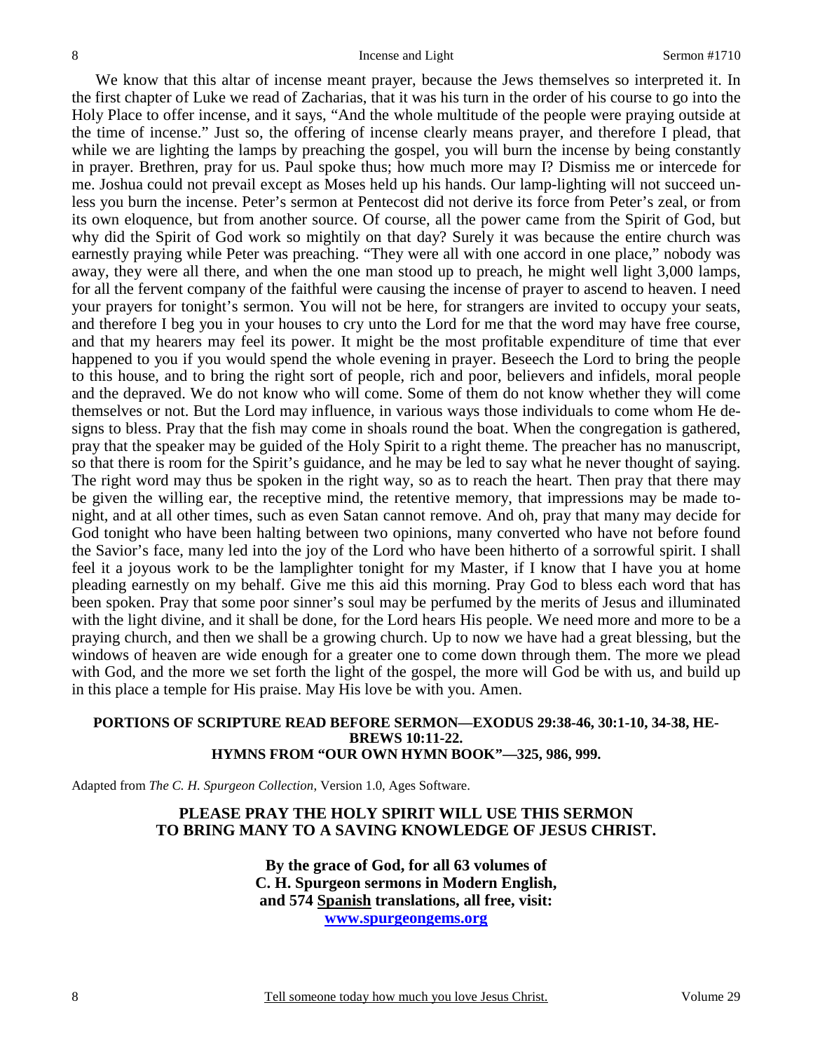We know that this altar of incense meant prayer, because the Jews themselves so interpreted it. In the first chapter of Luke we read of Zacharias, that it was his turn in the order of his course to go into the Holy Place to offer incense, and it says, "And the whole multitude of the people were praying outside at the time of incense." Just so, the offering of incense clearly means prayer, and therefore I plead, that while we are lighting the lamps by preaching the gospel, you will burn the incense by being constantly in prayer. Brethren, pray for us. Paul spoke thus; how much more may I? Dismiss me or intercede for me. Joshua could not prevail except as Moses held up his hands. Our lamp-lighting will not succeed unless you burn the incense. Peter's sermon at Pentecost did not derive its force from Peter's zeal, or from its own eloquence, but from another source. Of course, all the power came from the Spirit of God, but why did the Spirit of God work so mightily on that day? Surely it was because the entire church was earnestly praying while Peter was preaching. "They were all with one accord in one place," nobody was away, they were all there, and when the one man stood up to preach, he might well light 3,000 lamps, for all the fervent company of the faithful were causing the incense of prayer to ascend to heaven. I need your prayers for tonight's sermon. You will not be here, for strangers are invited to occupy your seats, and therefore I beg you in your houses to cry unto the Lord for me that the word may have free course, and that my hearers may feel its power. It might be the most profitable expenditure of time that ever happened to you if you would spend the whole evening in prayer. Beseech the Lord to bring the people to this house, and to bring the right sort of people, rich and poor, believers and infidels, moral people and the depraved. We do not know who will come. Some of them do not know whether they will come themselves or not. But the Lord may influence, in various ways those individuals to come whom He designs to bless. Pray that the fish may come in shoals round the boat. When the congregation is gathered, pray that the speaker may be guided of the Holy Spirit to a right theme. The preacher has no manuscript, so that there is room for the Spirit's guidance, and he may be led to say what he never thought of saying. The right word may thus be spoken in the right way, so as to reach the heart. Then pray that there may be given the willing ear, the receptive mind, the retentive memory, that impressions may be made tonight, and at all other times, such as even Satan cannot remove. And oh, pray that many may decide for God tonight who have been halting between two opinions, many converted who have not before found the Savior's face, many led into the joy of the Lord who have been hitherto of a sorrowful spirit. I shall feel it a joyous work to be the lamplighter tonight for my Master, if I know that I have you at home pleading earnestly on my behalf. Give me this aid this morning. Pray God to bless each word that has been spoken. Pray that some poor sinner's soul may be perfumed by the merits of Jesus and illuminated with the light divine, and it shall be done, for the Lord hears His people. We need more and more to be a praying church, and then we shall be a growing church. Up to now we have had a great blessing, but the windows of heaven are wide enough for a greater one to come down through them. The more we plead with God, and the more we set forth the light of the gospel, the more will God be with us, and build up in this place a temple for His praise. May His love be with you. Amen.

**PORTIONS OF SCRIPTURE READ BEFORE SERMON—EXODUS 29:38-46, 30:1-10, 34-38, HEBREWS 10:11-22.**
**HYMNS FROM "OUR OWN HYMN BOOK"—325, 986, 999.**

Adapted from *The C. H. Spurgeon Collection*, Version 1.0, Ages Software.

**PLEASE PRAY THE HOLY SPIRIT WILL USE THIS SERMON TO BRING MANY TO A SAVING KNOWLEDGE OF JESUS CHRIST.**

**By the grace of God, for all 63 volumes of C. H. Spurgeon sermons in Modern English, and 574 Spanish translations, all free, visit: www.spurgeongems.org**